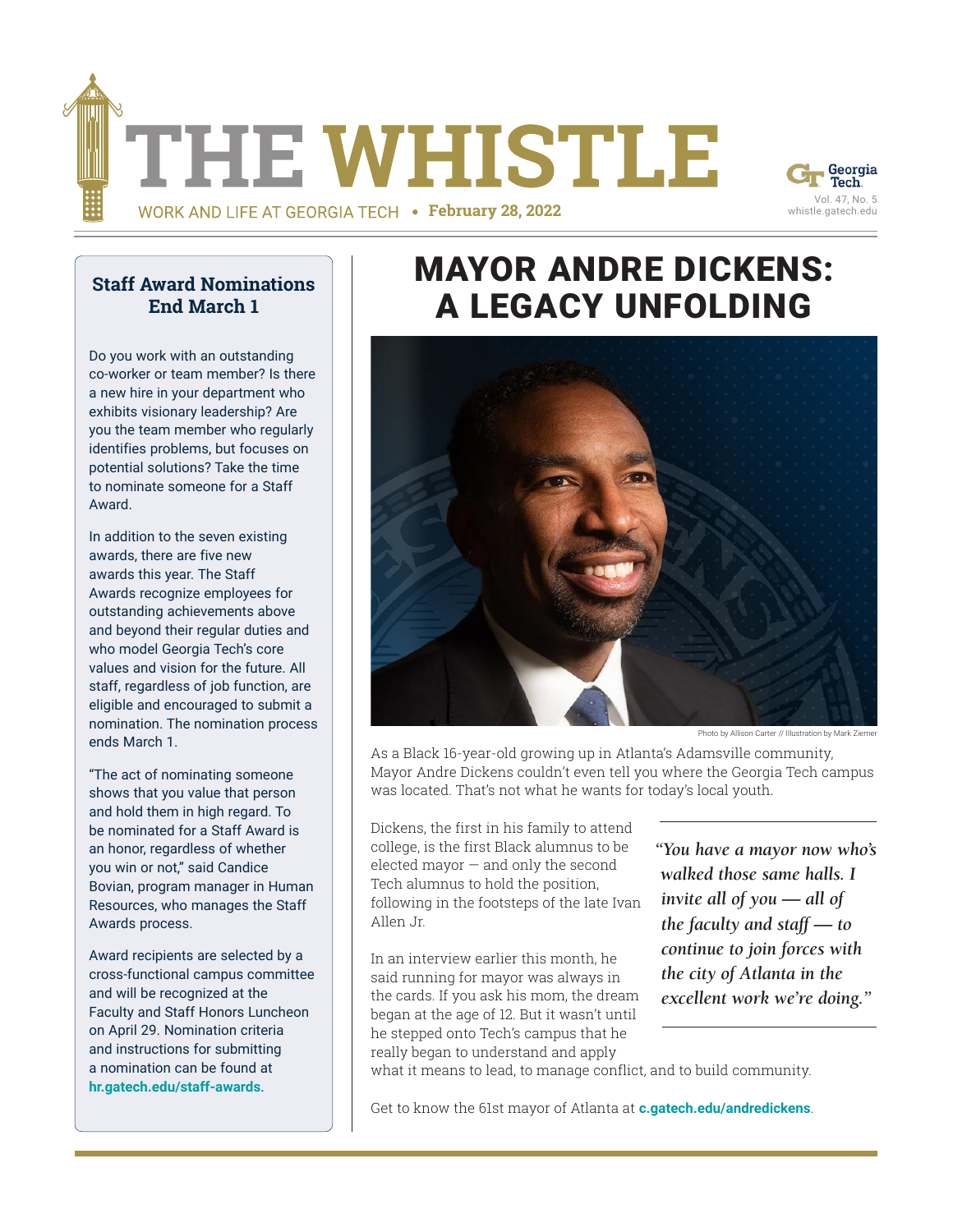# THE WHISTLE

WORK AND LIFE AT GEORGIA TECH • **February 28, 2022**

Georgia Tech
Vol. 47, No. 5
whistle.gatech.edu

## Staff Award Nominations End March 1

Do you work with an outstanding co-worker or team member? Is there a new hire in your department who exhibits visionary leadership? Are you the team member who regularly identifies problems, but focuses on potential solutions? Take the time to nominate someone for a Staff Award.

In addition to the seven existing awards, there are five new awards this year. The Staff Awards recognize employees for outstanding achievements above and beyond their regular duties and who model Georgia Tech's core values and vision for the future. All staff, regardless of job function, are eligible and encouraged to submit a nomination. The nomination process ends March 1.

"The act of nominating someone shows that you value that person and hold them in high regard. To be nominated for a Staff Award is an honor, regardless of whether you win or not," said Candice Bovian, program manager in Human Resources, who manages the Staff Awards process.

Award recipients are selected by a cross-functional campus committee and will be recognized at the Faculty and Staff Honors Luncheon on April 29. Nomination criteria and instructions for submitting a nomination can be found at **hr.gatech.edu/staff-awards**.

# MAYOR ANDRE DICKENS: A LEGACY UNFOLDING

Photo by Allison Carter // Illustration by Mark Ziemer

As a Black 16-year-old growing up in Atlanta's Adamsville community, Mayor Andre Dickens couldn't even tell you where the Georgia Tech campus was located. That's not what he wants for today's local youth.

Dickens, the first in his family to attend college, is the first Black alumnus to be elected mayor — and only the second Tech alumnus to hold the position, following in the footsteps of the late Ivan Allen Jr.

*"You have a mayor now who's walked those same halls. I invite all of you — all of the faculty and staff — to continue to join forces with the city of Atlanta in the excellent work we're doing."*

In an interview earlier this month, he said running for mayor was always in the cards. If you ask his mom, the dream began at the age of 12. But it wasn't until he stepped onto Tech's campus that he really began to understand and apply what it means to lead, to manage conflict, and to build community.

Get to know the 61st mayor of Atlanta at **c.gatech.edu/andredickens**.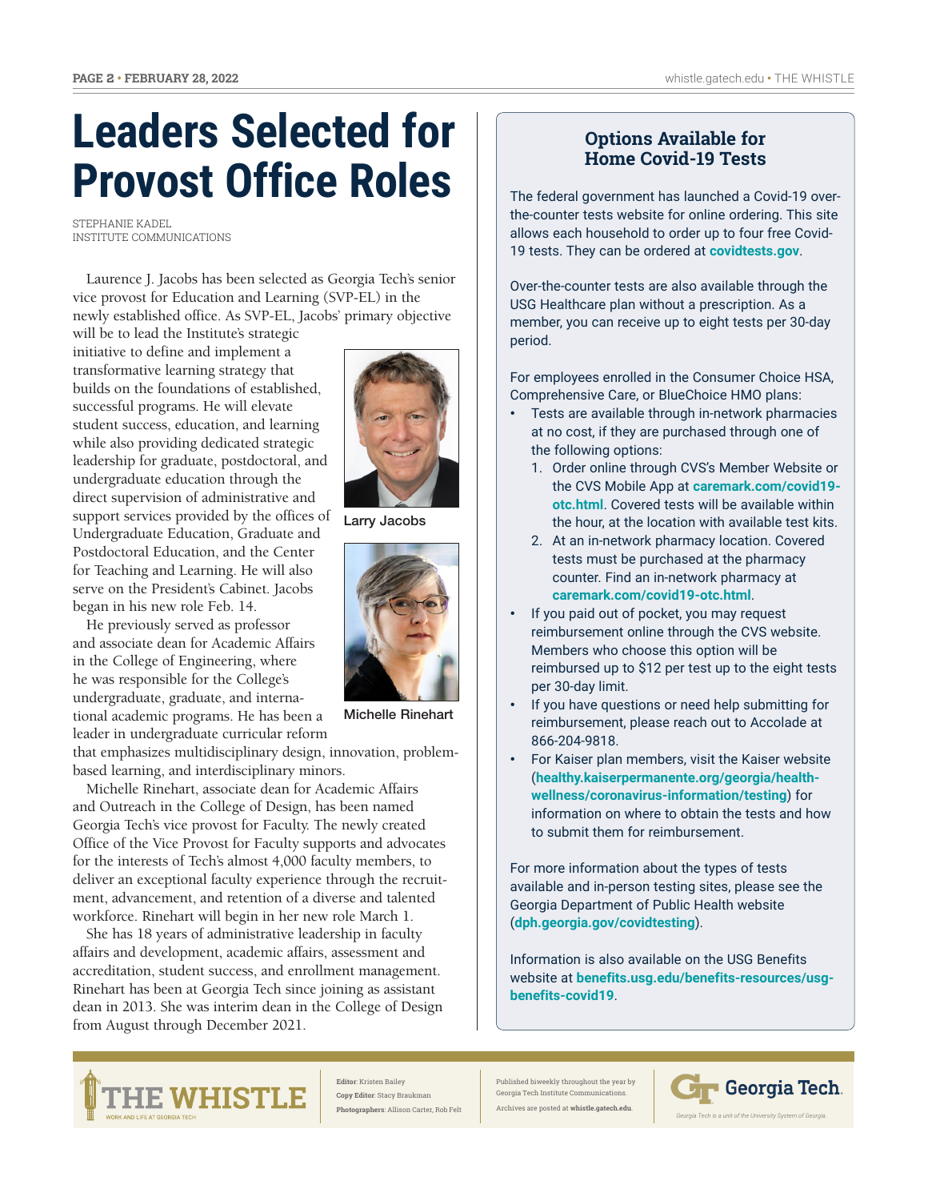# Leaders Selected for Provost Office Roles

STEPHANIE KADEL
INSTITUTE COMMUNICATIONS

Laurence J. Jacobs has been selected as Georgia Tech's senior vice provost for Education and Learning (SVP-EL) in the newly established office. As SVP-EL, Jacobs' primary objective will be to lead the Institute's strategic initiative to define and implement a transformative learning strategy that builds on the foundations of established, successful programs. He will elevate student success, education, and learning while also providing dedicated strategic leadership for graduate, postdoctoral, and undergraduate education through the direct supervision of administrative and support services provided by the offices of Undergraduate Education, Graduate and Postdoctoral Education, and the Center for Teaching and Learning. He will also serve on the President's Cabinet. Jacobs began in his new role Feb. 14.

Larry Jacobs

Michelle Rinehart

He previously served as professor and associate dean for Academic Affairs in the College of Engineering, where he was responsible for the College's undergraduate, graduate, and international academic programs. He has been a leader in undergraduate curricular reform that emphasizes multidisciplinary design, innovation, problem-based learning, and interdisciplinary minors.

Michelle Rinehart, associate dean for Academic Affairs and Outreach in the College of Design, has been named Georgia Tech's vice provost for Faculty. The newly created Office of the Vice Provost for Faculty supports and advocates for the interests of Tech's almost 4,000 faculty members, to deliver an exceptional faculty experience through the recruitment, advancement, and retention of a diverse and talented workforce. Rinehart will begin in her new role March 1.

She has 18 years of administrative leadership in faculty affairs and development, academic affairs, assessment and accreditation, student success, and enrollment management. Rinehart has been at Georgia Tech since joining as assistant dean in 2013. She was interim dean in the College of Design from August through December 2021.

## Options Available for Home Covid-19 Tests

The federal government has launched a Covid-19 over-the-counter tests website for online ordering. This site allows each household to order up to four free Covid-19 tests. They can be ordered at **covidtests.gov**.

Over-the-counter tests are also available through the USG Healthcare plan without a prescription. As a member, you can receive up to eight tests per 30-day period.

For employees enrolled in the Consumer Choice HSA, Comprehensive Care, or BlueChoice HMO plans:

- Tests are available through in-network pharmacies at no cost, if they are purchased through one of the following options:
  1. Order online through CVS's Member Website or the CVS Mobile App at **caremark.com/covid19-otc.html**. Covered tests will be available within the hour, at the location with available test kits.
  2. At an in-network pharmacy location. Covered tests must be purchased at the pharmacy counter. Find an in-network pharmacy at **caremark.com/covid19-otc.html**.
- If you paid out of pocket, you may request reimbursement online through the CVS website. Members who choose this option will be reimbursed up to $12 per test up to the eight tests per 30-day limit.
- If you have questions or need help submitting for reimbursement, please reach out to Accolade at 866-204-9818.
- For Kaiser plan members, visit the Kaiser website (**healthy.kaiserpermanente.org/georgia/health-wellness/coronavirus-information/testing**) for information on where to obtain the tests and how to submit them for reimbursement.

For more information about the types of tests available and in-person testing sites, please see the Georgia Department of Public Health website (**dph.georgia.gov/covidtesting**).

Information is also available on the USG Benefits website at **benefits.usg.edu/benefits-resources/usg-benefits-covid19**.

THE WHISTLE
WORK AND LIFE AT GEORGIA TECH

**Editor**: Kristen Bailey
**Copy Editor**: Stacy Braukman
**Photographers**: Allison Carter, Rob Felt

Published biweekly throughout the year by Georgia Tech Institute Communications.
Archives are posted at **whistle.gatech.edu**.

Georgia Tech.
*Georgia Tech is a unit of the University System of Georgia.*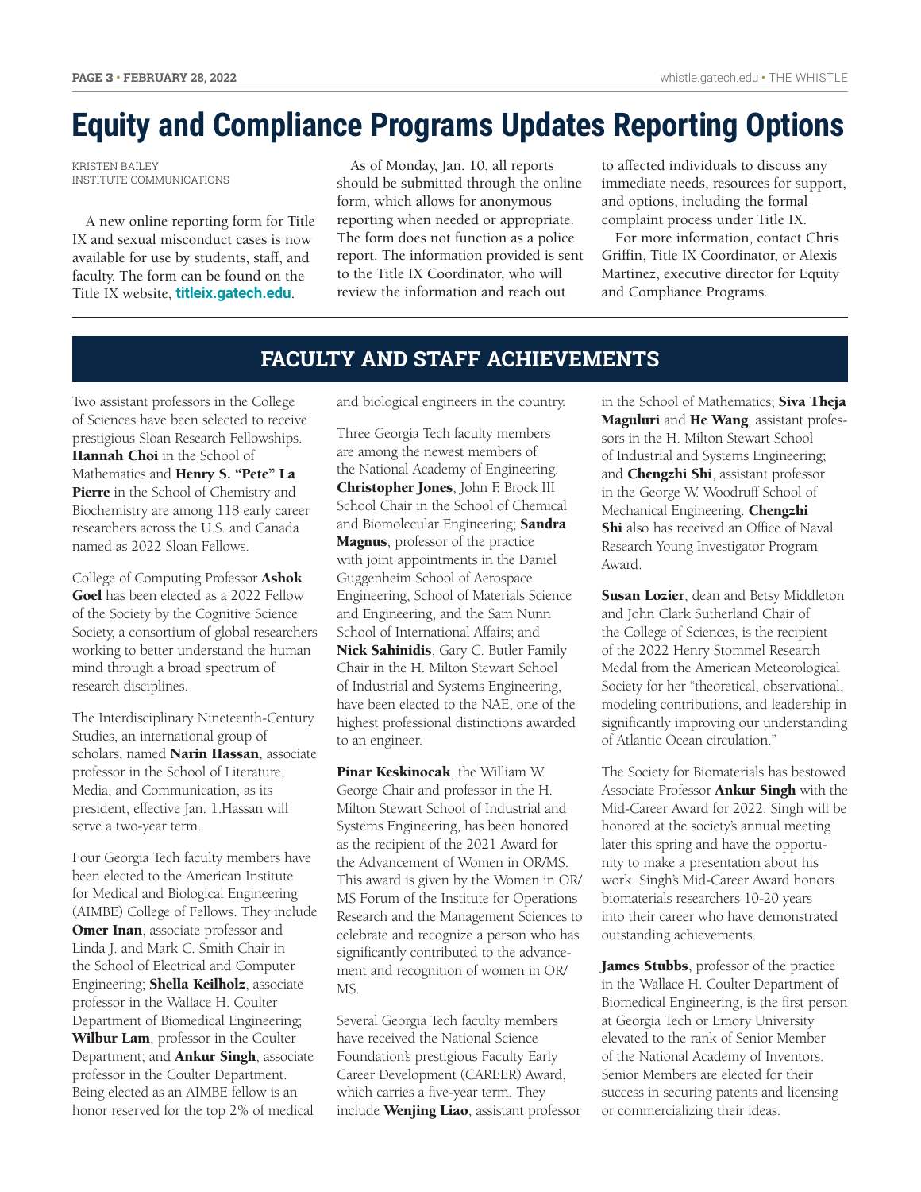# Equity and Compliance Programs Updates Reporting Options

KRISTEN BAILEY
INSTITUTE COMMUNICATIONS

A new online reporting form for Title IX and sexual misconduct cases is now available for use by students, staff, and faculty. The form can be found on the Title IX website, **titleix.gatech.edu**.

As of Monday, Jan. 10, all reports should be submitted through the online form, which allows for anonymous reporting when needed or appropriate. The form does not function as a police report. The information provided is sent to the Title IX Coordinator, who will review the information and reach out to affected individuals to discuss any immediate needs, resources for support, and options, including the formal complaint process under Title IX.

For more information, contact Chris Griffin, Title IX Coordinator, or Alexis Martinez, executive director for Equity and Compliance Programs.

## FACULTY AND STAFF ACHIEVEMENTS

Two assistant professors in the College of Sciences have been selected to receive prestigious Sloan Research Fellowships. **Hannah Choi** in the School of Mathematics and **Henry S. "Pete" La Pierre** in the School of Chemistry and Biochemistry are among 118 early career researchers across the U.S. and Canada named as 2022 Sloan Fellows.

College of Computing Professor **Ashok Goel** has been elected as a 2022 Fellow of the Society by the Cognitive Science Society, a consortium of global researchers working to better understand the human mind through a broad spectrum of research disciplines.

The Interdisciplinary Nineteenth-Century Studies, an international group of scholars, named **Narin Hassan**, associate professor in the School of Literature, Media, and Communication, as its president, effective Jan. 1.Hassan will serve a two-year term.

Four Georgia Tech faculty members have been elected to the American Institute for Medical and Biological Engineering (AIMBE) College of Fellows. They include **Omer Inan**, associate professor and Linda J. and Mark C. Smith Chair in the School of Electrical and Computer Engineering; **Shella Keilholz**, associate professor in the Wallace H. Coulter Department of Biomedical Engineering; **Wilbur Lam**, professor in the Coulter Department; and **Ankur Singh**, associate professor in the Coulter Department. Being elected as an AIMBE fellow is an honor reserved for the top 2% of medical and biological engineers in the country.

Three Georgia Tech faculty members are among the newest members of the National Academy of Engineering. **Christopher Jones**, John F. Brock III School Chair in the School of Chemical and Biomolecular Engineering; **Sandra Magnus**, professor of the practice with joint appointments in the Daniel Guggenheim School of Aerospace Engineering, School of Materials Science and Engineering, and the Sam Nunn School of International Affairs; and **Nick Sahinidis**, Gary C. Butler Family Chair in the H. Milton Stewart School of Industrial and Systems Engineering, have been elected to the NAE, one of the highest professional distinctions awarded to an engineer.

**Pinar Keskinocak**, the William W. George Chair and professor in the H. Milton Stewart School of Industrial and Systems Engineering, has been honored as the recipient of the 2021 Award for the Advancement of Women in OR/MS. This award is given by the Women in OR/MS Forum of the Institute for Operations Research and the Management Sciences to celebrate and recognize a person who has significantly contributed to the advancement and recognition of women in OR/MS.

Several Georgia Tech faculty members have received the National Science Foundation's prestigious Faculty Early Career Development (CAREER) Award, which carries a five-year term. They include **Wenjing Liao**, assistant professor in the School of Mathematics; **Siva Theja Maguluri** and **He Wang**, assistant professors in the H. Milton Stewart School of Industrial and Systems Engineering; and **Chengzhi Shi**, assistant professor in the George W. Woodruff School of Mechanical Engineering. **Chengzhi Shi** also has received an Office of Naval Research Young Investigator Program Award.

**Susan Lozier**, dean and Betsy Middleton and John Clark Sutherland Chair of the College of Sciences, is the recipient of the 2022 Henry Stommel Research Medal from the American Meteorological Society for her "theoretical, observational, modeling contributions, and leadership in significantly improving our understanding of Atlantic Ocean circulation."

The Society for Biomaterials has bestowed Associate Professor **Ankur Singh** with the Mid-Career Award for 2022. Singh will be honored at the society's annual meeting later this spring and have the opportunity to make a presentation about his work. Singh's Mid-Career Award honors biomaterials researchers 10-20 years into their career who have demonstrated outstanding achievements.

**James Stubbs**, professor of the practice in the Wallace H. Coulter Department of Biomedical Engineering, is the first person at Georgia Tech or Emory University elevated to the rank of Senior Member of the National Academy of Inventors. Senior Members are elected for their success in securing patents and licensing or commercializing their ideas.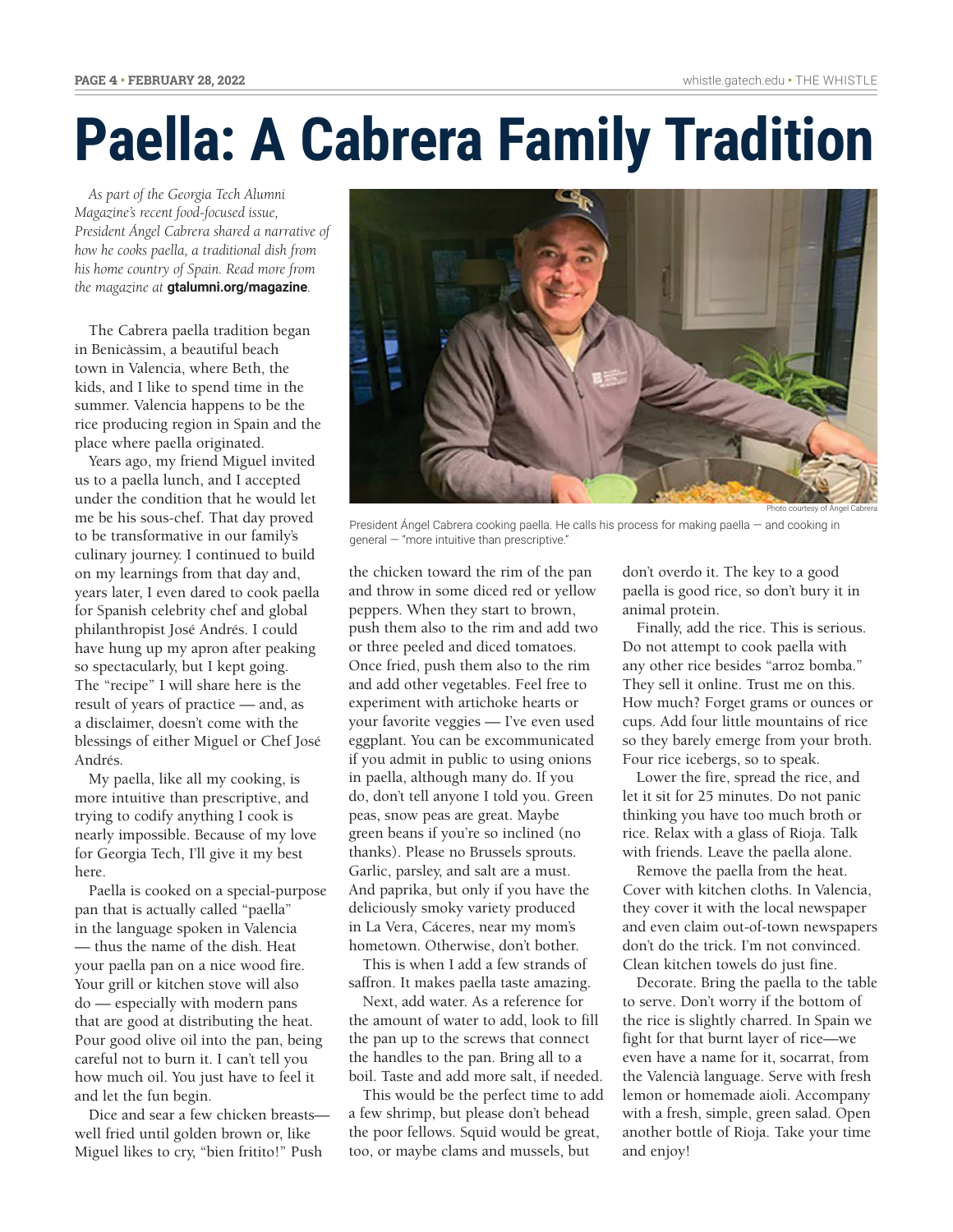# Paella: A Cabrera Family Tradition

*As part of the Georgia Tech Alumni Magazine's recent food-focused issue, President Ángel Cabrera shared a narrative of how he cooks paella, a traditional dish from his home country of Spain. Read more from the magazine at* **gtalumni.org/magazine**.

The Cabrera paella tradition began in Benicàssim, a beautiful beach town in Valencia, where Beth, the kids, and I like to spend time in the summer. Valencia happens to be the rice producing region in Spain and the place where paella originated.

Years ago, my friend Miguel invited us to a paella lunch, and I accepted under the condition that he would let me be his sous-chef. That day proved to be transformative in our family's culinary journey. I continued to build on my learnings from that day and, years later, I even dared to cook paella for Spanish celebrity chef and global philanthropist José Andrés. I could have hung up my apron after peaking so spectacularly, but I kept going. The "recipe" I will share here is the result of years of practice — and, as a disclaimer, doesn't come with the blessings of either Miguel or Chef José Andrés.

My paella, like all my cooking, is more intuitive than prescriptive, and trying to codify anything I cook is nearly impossible. Because of my love for Georgia Tech, I'll give it my best here.

Paella is cooked on a special-purpose pan that is actually called "paella" in the language spoken in Valencia — thus the name of the dish. Heat your paella pan on a nice wood fire. Your grill or kitchen stove will also do — especially with modern pans that are good at distributing the heat. Pour good olive oil into the pan, being careful not to burn it. I can't tell you how much oil. You just have to feel it and let the fun begin.

Dice and sear a few chicken breasts—well fried until golden brown or, like Miguel likes to cry, "bien fritito!" Push the chicken toward the rim of the pan and throw in some diced red or yellow peppers. When they start to brown, push them also to the rim and add two or three peeled and diced tomatoes. Once fried, push them also to the rim and add other vegetables. Feel free to experiment with artichoke hearts or your favorite veggies — I've even used eggplant. You can be excommunicated if you admit in public to using onions in paella, although many do. If you do, don't tell anyone I told you. Green peas, snow peas are great. Maybe green beans if you're so inclined (no thanks). Please no Brussels sprouts. Garlic, parsley, and salt are a must. And paprika, but only if you have the deliciously smoky variety produced in La Vera, Cáceres, near my mom's hometown. Otherwise, don't bother.

This is when I add a few strands of saffron. It makes paella taste amazing.

Next, add water. As a reference for the amount of water to add, look to fill the pan up to the screws that connect the handles to the pan. Bring all to a boil. Taste and add more salt, if needed.

This would be the perfect time to add a few shrimp, but please don't behead the poor fellows. Squid would be great, too, or maybe clams and mussels, but don't overdo it. The key to a good paella is good rice, so don't bury it in animal protein.

Finally, add the rice. This is serious. Do not attempt to cook paella with any other rice besides "arroz bomba." They sell it online. Trust me on this. How much? Forget grams or ounces or cups. Add four little mountains of rice so they barely emerge from your broth. Four rice icebergs, so to speak.

Lower the fire, spread the rice, and let it sit for 25 minutes. Do not panic thinking you have too much broth or rice. Relax with a glass of Rioja. Talk with friends. Leave the paella alone.

Remove the paella from the heat. Cover with kitchen cloths. In Valencia, they cover it with the local newspaper and even claim out-of-town newspapers don't do the trick. I'm not convinced. Clean kitchen towels do just fine.

Decorate. Bring the paella to the table to serve. Don't worry if the bottom of the rice is slightly charred. In Spain we fight for that burnt layer of rice—we even have a name for it, socarrat, from the Valencià language. Serve with fresh lemon or homemade aioli. Accompany with a fresh, simple, green salad. Open another bottle of Rioja. Take your time and enjoy!

Photo courtesy of Ángel Cabrera

President Ángel Cabrera cooking paella. He calls his process for making paella — and cooking in general — "more intuitive than prescriptive."